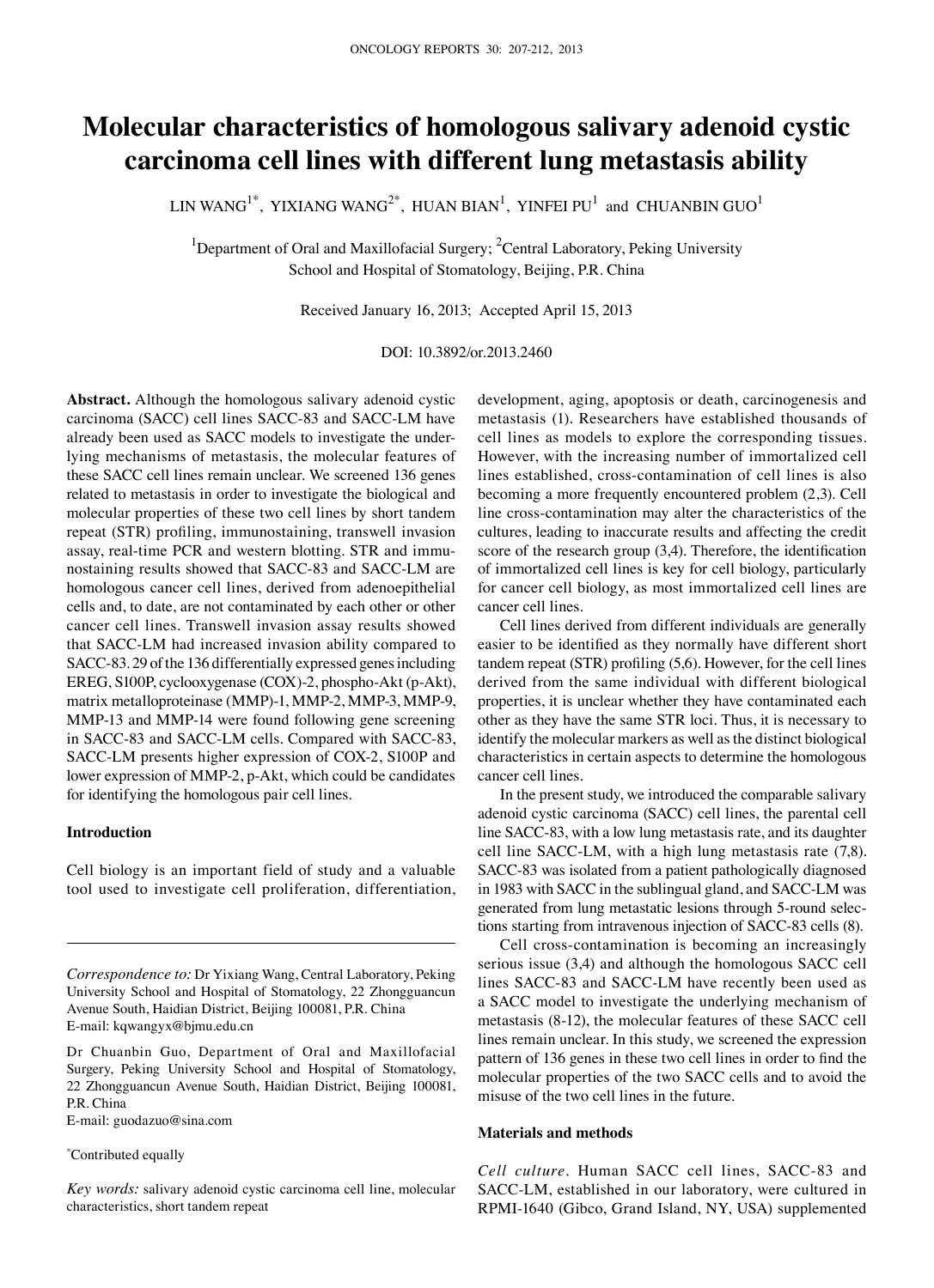# Molecular characteristics of homologous salivary adenoid cystic carcinoma cell lines with different lung metastasis ability

LIN WANG[1*], YIXIANG WANG[2*], HUAN BIAN[1], YINFEI PU[1] and CHUANBIN GUO[1]

[1]Department of Oral and Maxillofacial Surgery; [2]Central Laboratory, Peking University School and Hospital of Stomatology, Beijing, P.R. China

Received January 16, 2013; Accepted April 15, 2013

DOI: 10.3892/or.2013.2460

**Abstract.** Although the homologous salivary adenoid cystic carcinoma (SACC) cell lines SACC-83 and SACC-LM have already been used as SACC models to investigate the underlying mechanisms of metastasis, the molecular features of these SACC cell lines remain unclear. We screened 136 genes related to metastasis in order to investigate the biological and molecular properties of these two cell lines by short tandem repeat (STR) profiling, immunostaining, transwell invasion assay, real-time PCR and western blotting. STR and immunostaining results showed that SACC-83 and SACC-LM are homologous cancer cell lines, derived from adenoepithelial cells and, to date, are not contaminated by each other or other cancer cell lines. Transwell invasion assay results showed that SACC-LM had increased invasion ability compared to SACC-83. 29 of the 136 differentially expressed genes including EREG, S100P, cyclooxygenase (COX)-2, phospho-Akt (p-Akt), matrix metalloproteinase (MMP)-1, MMP-2, MMP-3, MMP-9, MMP-13 and MMP-14 were found following gene screening in SACC-83 and SACC-LM cells. Compared with SACC-83, SACC-LM presents higher expression of COX-2, S100P and lower expression of MMP-2, p-Akt, which could be candidates for identifying the homologous pair cell lines.

## Introduction

Cell biology is an important field of study and a valuable tool used to investigate cell proliferation, differentiation, development, aging, apoptosis or death, carcinogenesis and metastasis (1). Researchers have established thousands of cell lines as models to explore the corresponding tissues. However, with the increasing number of immortalized cell lines established, cross-contamination of cell lines is also becoming a more frequently encountered problem (2,3). Cell line cross-contamination may alter the characteristics of the cultures, leading to inaccurate results and affecting the credit score of the research group (3,4). Therefore, the identification of immortalized cell lines is key for cell biology, particularly for cancer cell biology, as most immortalized cell lines are cancer cell lines.

Cell lines derived from different individuals are generally easier to be identified as they normally have different short tandem repeat (STR) profiling (5,6). However, for the cell lines derived from the same individual with different biological properties, it is unclear whether they have contaminated each other as they have the same STR loci. Thus, it is necessary to identify the molecular markers as well as the distinct biological characteristics in certain aspects to determine the homologous cancer cell lines.

In the present study, we introduced the comparable salivary adenoid cystic carcinoma (SACC) cell lines, the parental cell line SACC-83, with a low lung metastasis rate, and its daughter cell line SACC-LM, with a high lung metastasis rate (7,8). SACC-83 was isolated from a patient pathologically diagnosed in 1983 with SACC in the sublingual gland, and SACC-LM was generated from lung metastatic lesions through 5-round selections starting from intravenous injection of SACC-83 cells (8).

Cell cross-contamination is becoming an increasingly serious issue (3,4) and although the homologous SACC cell lines SACC-83 and SACC-LM have recently been used as a SACC model to investigate the underlying mechanism of metastasis (8-12), the molecular features of these SACC cell lines remain unclear. In this study, we screened the expression pattern of 136 genes in these two cell lines in order to find the molecular properties of the two SACC cells and to avoid the misuse of the two cell lines in the future.

## Materials and methods

*Cell culture.* Human SACC cell lines, SACC-83 and SACC-LM, established in our laboratory, were cultured in RPMI-1640 (Gibco, Grand Island, NY, USA) supplemented

---

*Correspondence to:* Dr Yixiang Wang, Central Laboratory, Peking University School and Hospital of Stomatology, 22 Zhongguancun Avenue South, Haidian District, Beijing 100081, P.R. China
E-mail: kqwangyx@bjmu.edu.cn

Dr Chuanbin Guo, Department of Oral and Maxillofacial Surgery, Peking University School and Hospital of Stomatology, 22 Zhongguancun Avenue South, Haidian District, Beijing 100081, P.R. China
E-mail: guodazuo@sina.com

*Contributed equally

*Key words:* salivary adenoid cystic carcinoma cell line, molecular characteristics, short tandem repeat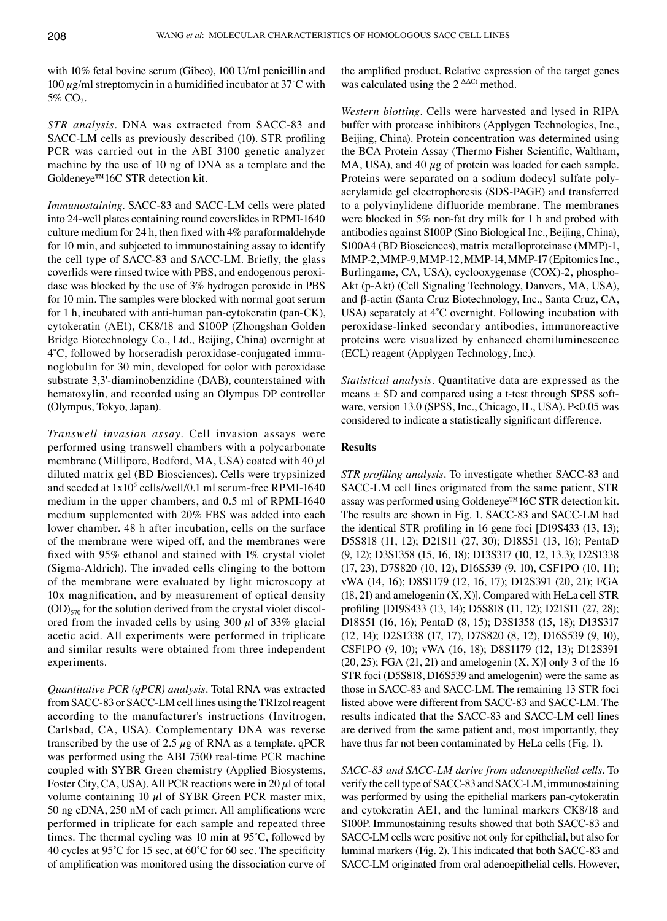with 10% fetal bovine serum (Gibco), 100 U/ml penicillin and 100 $\mu$g/ml streptomycin in a humidified incubator at 37˚C with 5% $CO_2$.

*STR analysis.* DNA was extracted from SACC-83 and SACC-LM cells as previously described (10). STR profiling PCR was carried out in the ABI 3100 genetic analyzer machine by the use of 10 ng of DNA as a template and the Goldeneye™16C STR detection kit.

*Immunostaining.* SACC-83 and SACC-LM cells were plated into 24-well plates containing round coverslides in RPMI-1640 culture medium for 24 h, then fixed with 4% paraformaldehyde for 10 min, and subjected to immunostaining assay to identify the cell type of SACC-83 and SACC-LM. Briefly, the glass coverlids were rinsed twice with PBS, and endogenous peroxidase was blocked by the use of 3% hydrogen peroxide in PBS for 10 min. The samples were blocked with normal goat serum for 1 h, incubated with anti-human pan-cytokeratin (pan-CK), cytokeratin (AE1), CK8/18 and S100P (Zhongshan Golden Bridge Biotechnology Co., Ltd., Beijing, China) overnight at 4˚C, followed by horseradish peroxidase-conjugated immunoglobulin for 30 min, developed for color with peroxidase substrate 3,3'-diaminobenzidine (DAB), counterstained with hematoxylin, and recorded using an Olympus DP controller (Olympus, Tokyo, Japan).

*Transwell invasion assay.* Cell invasion assays were performed using transwell chambers with a polycarbonate membrane (Millipore, Bedford, MA, USA) coated with 40 $\mu$l diluted matrix gel (BD Biosciences). Cells were trypsinized and seeded at $1 \times 10^5$ cells/well/0.1 ml serum-free RPMI-1640 medium in the upper chambers, and 0.5 ml of RPMI-1640 medium supplemented with 20% FBS was added into each lower chamber. 48 h after incubation, cells on the surface of the membrane were wiped off, and the membranes were fixed with 95% ethanol and stained with 1% crystal violet (Sigma-Aldrich). The invaded cells clinging to the bottom of the membrane were evaluated by light microscopy at 10x magnification, and by measurement of optical density $(OD)_{570}$ for the solution derived from the crystal violet discolored from the invaded cells by using 300 $\mu$l of 33% glacial acetic acid. All experiments were performed in triplicate and similar results were obtained from three independent experiments.

*Quantitative PCR (qPCR) analysis.* Total RNA was extracted from SACC-83 or SACC-LM cell lines using the TRIzol reagent according to the manufacturer's instructions (Invitrogen, Carlsbad, CA, USA). Complementary DNA was reverse transcribed by the use of 2.5 $\mu$g of RNA as a template. qPCR was performed using the ABI 7500 real-time PCR machine coupled with SYBR Green chemistry (Applied Biosystems, Foster City, CA, USA). All PCR reactions were in 20 $\mu$l of total volume containing 10 $\mu$l of SYBR Green PCR master mix, 50 ng cDNA, 250 nM of each primer. All amplifications were performed in triplicate for each sample and repeated three times. The thermal cycling was 10 min at 95˚C, followed by 40 cycles at 95˚C for 15 sec, at 60˚C for 60 sec. The specificity of amplification was monitored using the dissociation curve of the amplified product. Relative expression of the target genes was calculated using the $2^{-\Delta\Delta Ct}$ method.

*Western blotting.* Cells were harvested and lysed in RIPA buffer with protease inhibitors (Applygen Technologies, Inc., Beijing, China). Protein concentration was determined using the BCA Protein Assay (Thermo Fisher Scientific, Waltham, MA, USA), and 40 $\mu$g of protein was loaded for each sample. Proteins were separated on a sodium dodecyl sulfate polyacrylamide gel electrophoresis (SDS-PAGE) and transferred to a polyvinylidene difluoride membrane. The membranes were blocked in 5% non-fat dry milk for 1 h and probed with antibodies against S100P (Sino Biological Inc., Beijing, China), S100A4 (BD Biosciences), matrix metalloproteinase (MMP)-1, MMP-2, MMP-9, MMP-12, MMP-14, MMP-17 (Epitomics Inc., Burlingame, CA, USA), cyclooxygenase (COX)-2, phospho-Akt (p-Akt) (Cell Signaling Technology, Danvers, MA, USA), and β-actin (Santa Cruz Biotechnology, Inc., Santa Cruz, CA, USA) separately at 4˚C overnight. Following incubation with peroxidase-linked secondary antibodies, immunoreactive proteins were visualized by enhanced chemiluminescence (ECL) reagent (Applygen Technology, Inc.).

*Statistical analysis.* Quantitative data are expressed as the means ± SD and compared using a t-test through SPSS software, version 13.0 (SPSS, Inc., Chicago, IL, USA). $P<0.05$ was considered to indicate a statistically significant difference.

## Results

*STR profiling analysis.* To investigate whether SACC-83 and SACC-LM cell lines originated from the same patient, STR assay was performed using Goldeneye™16C STR detection kit. The results are shown in Fig. 1. SACC-83 and SACC-LM had the identical STR profiling in 16 gene foci [D19S433 (13, 13); D5S818 (11, 12); D21S11 (27, 30); D18S51 (13, 16); PentaD (9, 12); D3S1358 (15, 16, 18); D13S317 (10, 12, 13.3); D2S1338 (17, 23), D7S820 (10, 12), D16S539 (9, 10), CSF1PO (10, 11); vWA (14, 16); D8S1179 (12, 16, 17); D12S391 (20, 21); FGA (18, 21) and amelogenin (X, X)]. Compared with HeLa cell STR profiling [D19S433 (13, 14); D5S818 (11, 12); D21S11 (27, 28); D18S51 (16, 16); PentaD (8, 15); D3S1358 (15, 18); D13S317 (12, 14); D2S1338 (17, 17), D7S820 (8, 12), D16S539 (9, 10), CSF1PO (9, 10); vWA (16, 18); D8S1179 (12, 13); D12S391 (20, 25); FGA (21, 21) and amelogenin (X, X)] only 3 of the 16 STR foci (D5S818, D16S539 and amelogenin) were the same as those in SACC-83 and SACC-LM. The remaining 13 STR foci listed above were different from SACC-83 and SACC-LM. The results indicated that the SACC-83 and SACC-LM cell lines are derived from the same patient and, most importantly, they have thus far not been contaminated by HeLa cells (Fig. 1).

*SACC-83 and SACC-LM derive from adenoepithelial cells.* To verify the cell type of SACC-83 and SACC-LM, immunostaining was performed by using the epithelial markers pan-cytokeratin and cytokeratin AE1, and the luminal markers CK8/18 and S100P. Immunostaining results showed that both SACC-83 and SACC-LM cells were positive not only for epithelial, but also for luminal markers (Fig. 2). This indicated that both SACC-83 and SACC-LM originated from oral adenoepithelial cells. However,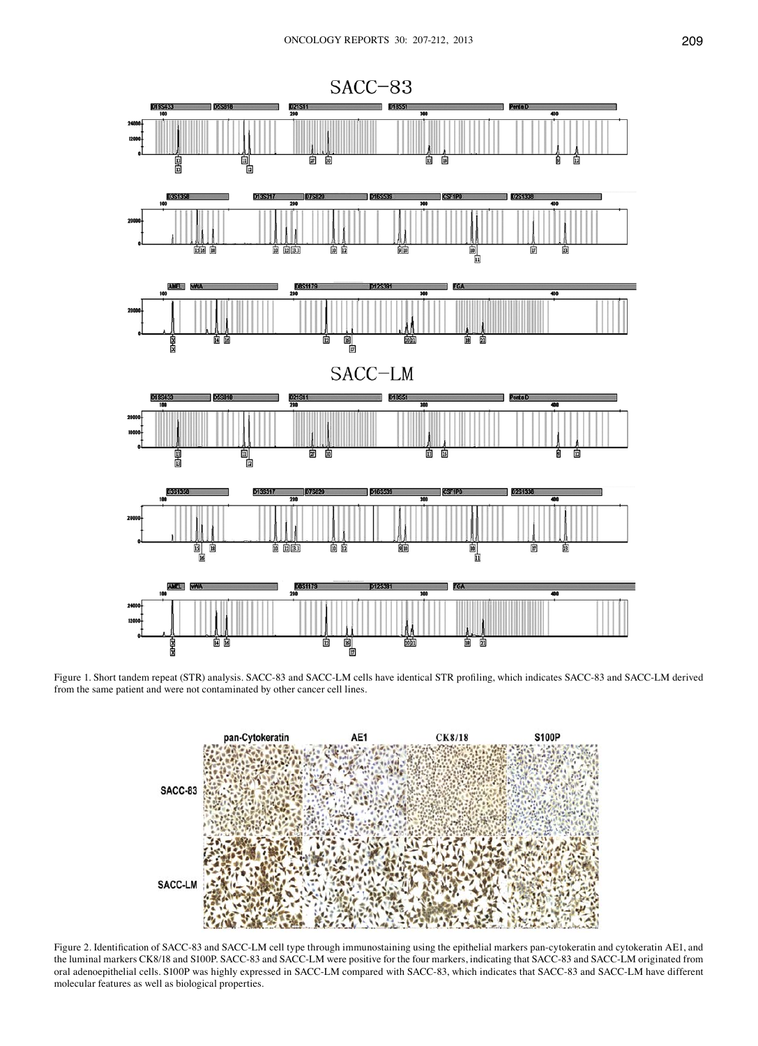Figure 1. Short tandem repeat (STR) analysis. SACC-83 and SACC-LM cells have identical STR profiling, which indicates SACC-83 and SACC-LM derived from the same patient and were not contaminated by other cancer cell lines.

Figure 2. Identification of SACC-83 and SACC-LM cell type through immunostaining using the epithelial markers pan-cytokeratin and cytokeratin AE1, and the luminal markers CK8/18 and S100P. SACC-83 and SACC-LM were positive for the four markers, indicating that SACC-83 and SACC-LM originated from oral adenoepithelial cells. S100P was highly expressed in SACC-LM compared with SACC-83, which indicates that SACC-83 and SACC-LM have different molecular features as well as biological properties.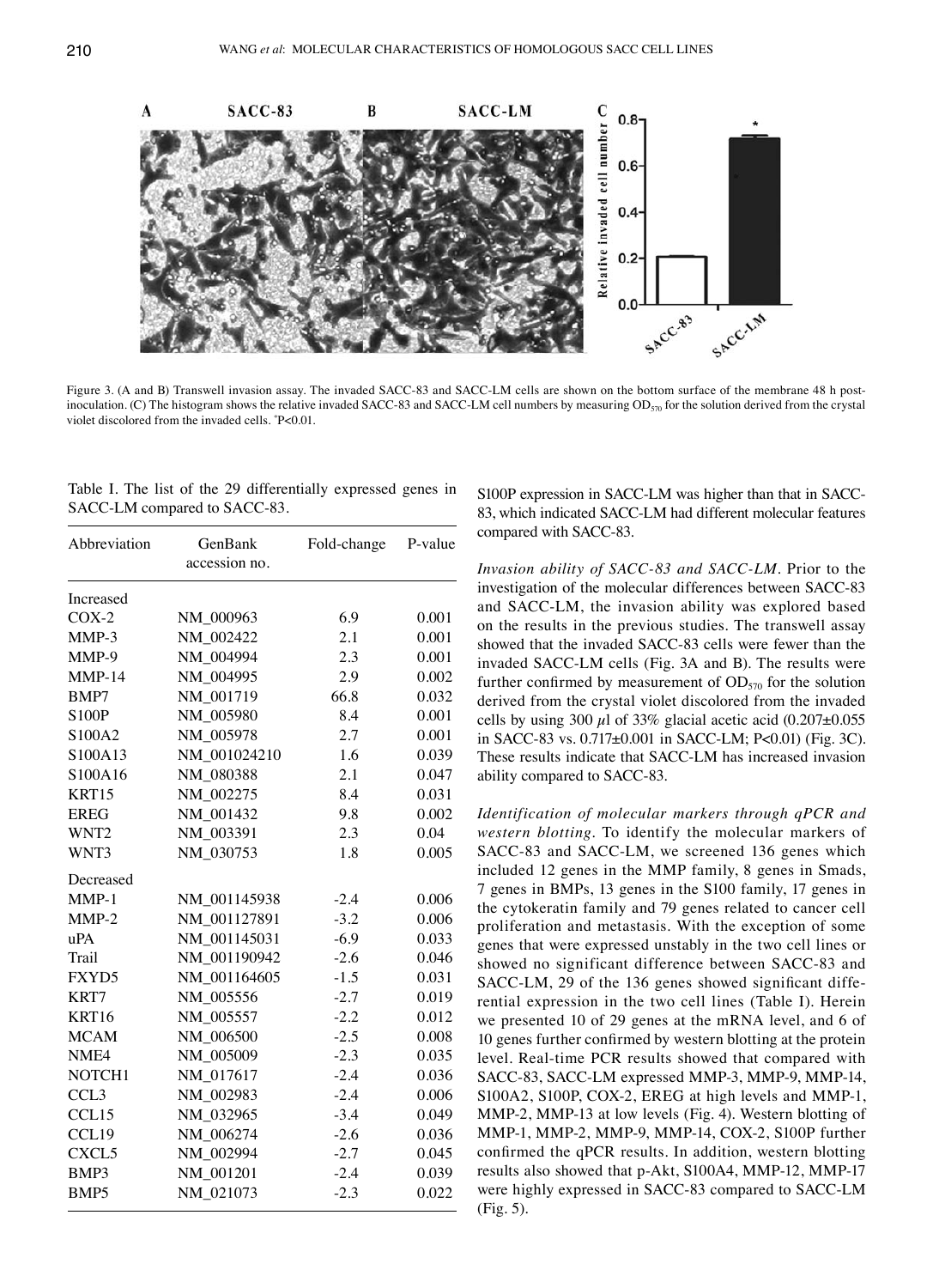Figure 3. (A and B) Transwell invasion assay. The invaded SACC-83 and SACC-LM cells are shown on the bottom surface of the membrane 48 h post-inoculation. (C) The histogram shows the relative invaded SACC-83 and SACC-LM cell numbers by measuring $OD_{570}$ for the solution derived from the crystal violet discolored from the invaded cells. *P<0.01.

Table I. The list of the 29 differentially expressed genes in SACC-LM compared to SACC-83.

| Abbreviation | GenBank accession no. | Fold-change | P-value |
|---|---|---|---|
| Increased | | | |
| COX-2 | NM_000963 | 6.9 | 0.001 |
| MMP-3 | NM_002422 | 2.1 | 0.001 |
| MMP-9 | NM_004994 | 2.3 | 0.001 |
| MMP-14 | NM_004995 | 2.9 | 0.002 |
| BMP7 | NM_001719 | 66.8 | 0.032 |
| S100P | NM_005980 | 8.4 | 0.001 |
| S100A2 | NM_005978 | 2.7 | 0.001 |
| S100A13 | NM_001024210 | 1.6 | 0.039 |
| S100A16 | NM_080388 | 2.1 | 0.047 |
| KRT15 | NM_002275 | 8.4 | 0.031 |
| EREG | NM_001432 | 9.8 | 0.002 |
| WNT2 | NM_003391 | 2.3 | 0.04 |
| WNT3 | NM_030753 | 1.8 | 0.005 |
| Decreased | | | |
| MMP-1 | NM_001145938 | -2.4 | 0.006 |
| MMP-2 | NM_001127891 | -3.2 | 0.006 |
| uPA | NM_001145031 | -6.9 | 0.033 |
| Trail | NM_001190942 | -2.6 | 0.046 |
| FXYD5 | NM_001164605 | -1.5 | 0.031 |
| KRT7 | NM_005556 | -2.7 | 0.019 |
| KRT16 | NM_005557 | -2.2 | 0.012 |
| MCAM | NM_006500 | -2.5 | 0.008 |
| NME4 | NM_005009 | -2.3 | 0.035 |
| NOTCH1 | NM_017617 | -2.4 | 0.036 |
| CCL3 | NM_002983 | -2.4 | 0.006 |
| CCL15 | NM_032965 | -3.4 | 0.049 |
| CCL19 | NM_006274 | -2.6 | 0.036 |
| CXCL5 | NM_002994 | -2.7 | 0.045 |
| BMP3 | NM_001201 | -2.4 | 0.039 |
| BMP5 | NM_021073 | -2.3 | 0.022 |

S100P expression in SACC-LM was higher than that in SACC-83, which indicated SACC-LM had different molecular features compared with SACC-83.

*Invasion ability of SACC-83 and SACC-LM.* Prior to the investigation of the molecular differences between SACC-83 and SACC-LM, the invasion ability was explored based on the results in the previous studies. The transwell assay showed that the invaded SACC-83 cells were fewer than the invaded SACC-LM cells (Fig. 3A and B). The results were further confirmed by measurement of $OD_{570}$ for the solution derived from the crystal violet discolored from the invaded cells by using 300 $\mu$l of 33% glacial acetic acid (0.207±0.055 in SACC-83 vs. 0.717±0.001 in SACC-LM; P<0.01) (Fig. 3C). These results indicate that SACC-LM has increased invasion ability compared to SACC-83.

*Identification of molecular markers through qPCR and western blotting.* To identify the molecular markers of SACC-83 and SACC-LM, we screened 136 genes which included 12 genes in the MMP family, 8 genes in Smads, 7 genes in BMPs, 13 genes in the S100 family, 17 genes in the cytokeratin family and 79 genes related to cancer cell proliferation and metastasis. With the exception of some genes that were expressed unstably in the two cell lines or showed no significant difference between SACC-83 and SACC-LM, 29 of the 136 genes showed significant differential expression in the two cell lines (Table I). Herein we presented 10 of 29 genes at the mRNA level, and 6 of 10 genes further confirmed by western blotting at the protein level. Real-time PCR results showed that compared with SACC-83, SACC-LM expressed MMP-3, MMP-9, MMP-14, S100A2, S100P, COX-2, EREG at high levels and MMP-1, MMP-2, MMP-13 at low levels (Fig. 4). Western blotting of MMP-1, MMP-2, MMP-9, MMP-14, COX-2, S100P further confirmed the qPCR results. In addition, western blotting results also showed that p-Akt, S100A4, MMP-12, MMP-17 were highly expressed in SACC-83 compared to SACC-LM (Fig. 5).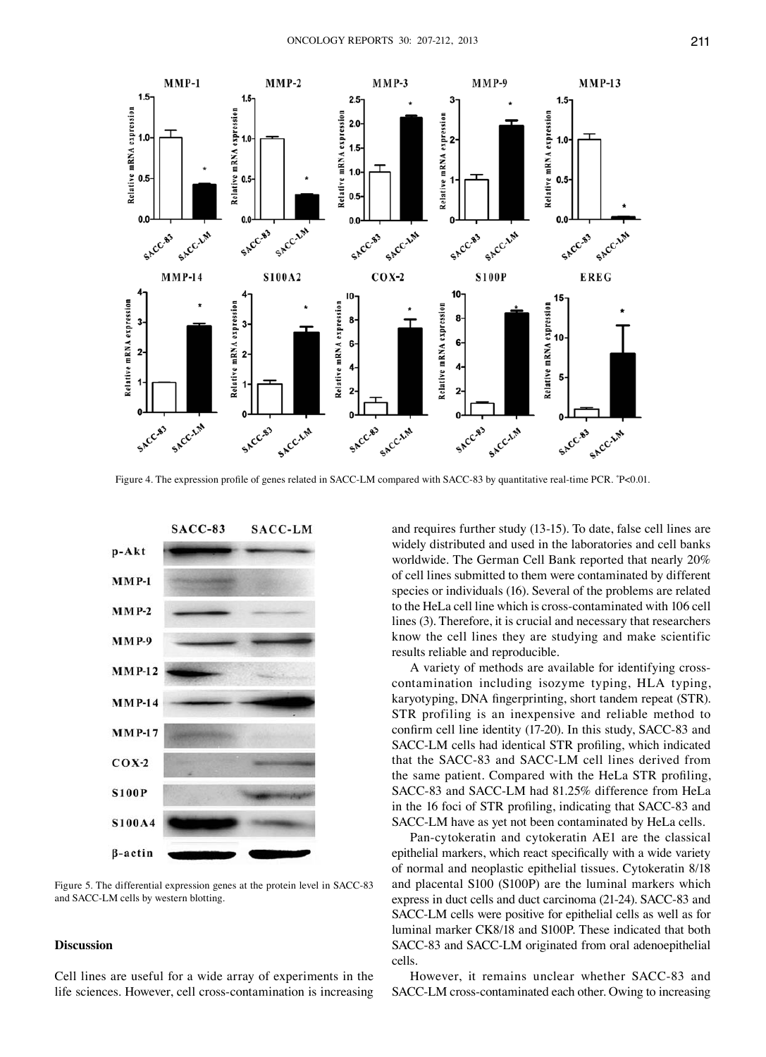Figure 4. The expression profile of genes related in SACC-LM compared with SACC-83 by quantitative real-time PCR. *P<0.01.

Figure 5. The differential expression genes at the protein level in SACC-83 and SACC-LM cells by western blotting.

## Discussion

Cell lines are useful for a wide array of experiments in the life sciences. However, cell cross-contamination is increasing and requires further study (13-15). To date, false cell lines are widely distributed and used in the laboratories and cell banks worldwide. The German Cell Bank reported that nearly 20% of cell lines submitted to them were contaminated by different species or individuals (16). Several of the problems are related to the HeLa cell line which is cross-contaminated with 106 cell lines (3). Therefore, it is crucial and necessary that researchers know the cell lines they are studying and make scientific results reliable and reproducible.

A variety of methods are available for identifying cross-contamination including isozyme typing, HLA typing, karyotyping, DNA fingerprinting, short tandem repeat (STR). STR profiling is an inexpensive and reliable method to confirm cell line identity (17-20). In this study, SACC-83 and SACC-LM cells had identical STR profiling, which indicated that the SACC-83 and SACC-LM cell lines derived from the same patient. Compared with the HeLa STR profiling, SACC-83 and SACC-LM had 81.25% difference from HeLa in the 16 foci of STR profiling, indicating that SACC-83 and SACC-LM have as yet not been contaminated by HeLa cells.

Pan-cytokeratin and cytokeratin AE1 are the classical epithelial markers, which react specifically with a wide variety of normal and neoplastic epithelial tissues. Cytokeratin 8/18 and placental S100 (S100P) are the luminal markers which express in duct cells and duct carcinoma (21-24). SACC-83 and SACC-LM cells were positive for epithelial cells as well as for luminal marker CK8/18 and S100P. These indicated that both SACC-83 and SACC-LM originated from oral adenoepithelial cells.

However, it remains unclear whether SACC-83 and SACC-LM cross-contaminated each other. Owing to increasing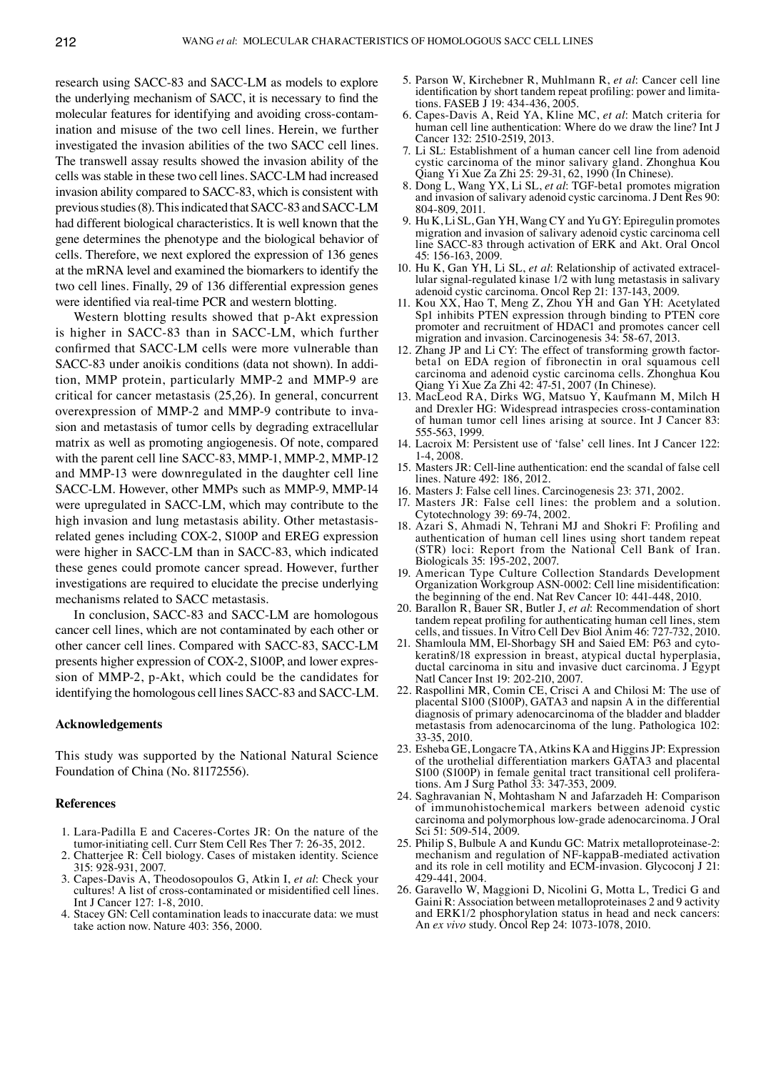research using SACC-83 and SACC-LM as models to explore the underlying mechanism of SACC, it is necessary to find the molecular features for identifying and avoiding cross-contamination and misuse of the two cell lines. Herein, we further investigated the invasion abilities of the two SACC cell lines. The transwell assay results showed the invasion ability of the cells was stable in these two cell lines. SACC-LM had increased invasion ability compared to SACC-83, which is consistent with previous studies (8). This indicated that SACC-83 and SACC-LM had different biological characteristics. It is well known that the gene determines the phenotype and the biological behavior of cells. Therefore, we next explored the expression of 136 genes at the mRNA level and examined the biomarkers to identify the two cell lines. Finally, 29 of 136 differential expression genes were identified via real-time PCR and western blotting.

Western blotting results showed that p-Akt expression is higher in SACC-83 than in SACC-LM, which further confirmed that SACC-LM cells were more vulnerable than SACC-83 under anoikis conditions (data not shown). In addition, MMP protein, particularly MMP-2 and MMP-9 are critical for cancer metastasis (25,26). In general, concurrent overexpression of MMP-2 and MMP-9 contribute to invasion and metastasis of tumor cells by degrading extracellular matrix as well as promoting angiogenesis. Of note, compared with the parent cell line SACC-83, MMP-1, MMP-2, MMP-12 and MMP-13 were downregulated in the daughter cell line SACC-LM. However, other MMPs such as MMP-9, MMP-14 were upregulated in SACC-LM, which may contribute to the high invasion and lung metastasis ability. Other metastasis-related genes including COX-2, S100P and EREG expression were higher in SACC-LM than in SACC-83, which indicated these genes could promote cancer spread. However, further investigations are required to elucidate the precise underlying mechanisms related to SACC metastasis.

In conclusion, SACC-83 and SACC-LM are homologous cancer cell lines, which are not contaminated by each other or other cancer cell lines. Compared with SACC-83, SACC-LM presents higher expression of COX-2, S100P, and lower expression of MMP-2, p-Akt, which could be the candidates for identifying the homologous cell lines SACC-83 and SACC-LM.

## Acknowledgements

This study was supported by the National Natural Science Foundation of China (No. 81172556).

## References

1. Lara-Padilla E and Caceres-Cortes JR: On the nature of the tumor-initiating cell. Curr Stem Cell Res Ther 7: 26-35, 2012.
2. Chatterjee R: Cell biology. Cases of mistaken identity. Science 315: 928-931, 2007.
3. Capes-Davis A, Theodosopoulos G, Atkin I, *et al*: Check your cultures! A list of cross-contaminated or misidentified cell lines. Int J Cancer 127: 1-8, 2010.
4. Stacey GN: Cell contamination leads to inaccurate data: we must take action now. Nature 403: 356, 2000.
5. Parson W, Kirchebner R, Muhlmann R, *et al*: Cancer cell line identification by short tandem repeat profiling: power and limitations. FASEB J 19: 434-436, 2005.
6. Capes-Davis A, Reid YA, Kline MC, *et al*: Match criteria for human cell line authentication: Where do we draw the line? Int J Cancer 132: 2510-2519, 2013.
7. Li SL: Establishment of a human cancer cell line from adenoid cystic carcinoma of the minor salivary gland. Zhonghua Kou Qiang Yi Xue Za Zhi 25: 29-31, 62, 1990 (In Chinese).
8. Dong L, Wang YX, Li SL, *et al*: TGF-beta1 promotes migration and invasion of salivary adenoid cystic carcinoma. J Dent Res 90: 804-809, 2011.
9. Hu K, Li SL, Gan YH, Wang CY and Yu GY: Epiregulin promotes migration and invasion of salivary adenoid cystic carcinoma cell line SACC-83 through activation of ERK and Akt. Oral Oncol 45: 156-163, 2009.
10. Hu K, Gan YH, Li SL, *et al*: Relationship of activated extracellular signal-regulated kinase 1/2 with lung metastasis in salivary adenoid cystic carcinoma. Oncol Rep 21: 137-143, 2009.
11. Kou XX, Hao T, Meng Z, Zhou YH and Gan YH: Acetylated Sp1 inhibits PTEN expression through binding to PTEN core promoter and recruitment of HDAC1 and promotes cancer cell migration and invasion. Carcinogenesis 34: 58-67, 2013.
12. Zhang JP and Li CY: The effect of transforming growth factor-beta1 on EDA region of fibronectin in oral squamous cell carcinoma and adenoid cystic carcinoma cells. Zhonghua Kou Qiang Yi Xue Za Zhi 42: 47-51, 2007 (In Chinese).
13. MacLeod RA, Dirks WG, Matsuo Y, Kaufmann M, Milch H and Drexler HG: Widespread intraspecies cross-contamination of human tumor cell lines arising at source. Int J Cancer 83: 555-563, 1999.
14. Lacroix M: Persistent use of 'false' cell lines. Int J Cancer 122: 1-4, 2008.
15. Masters JR: Cell-line authentication: end the scandal of false cell lines. Nature 492: 186, 2012.
16. Masters J: False cell lines. Carcinogenesis 23: 371, 2002.
17. Masters JR: False cell lines: the problem and a solution. Cytotechnology 39: 69-74, 2002.
18. Azari S, Ahmadi N, Tehrani MJ and Shokri F: Profiling and authentication of human cell lines using short tandem repeat (STR) loci: Report from the National Cell Bank of Iran. Biologicals 35: 195-202, 2007.
19. American Type Culture Collection Standards Development Organization Workgroup ASN-0002: Cell line misidentification: the beginning of the end. Nat Rev Cancer 10: 441-448, 2010.
20. Barallon R, Bauer SR, Butler J, *et al*: Recommendation of short tandem repeat profiling for authenticating human cell lines, stem cells, and tissues. In Vitro Cell Dev Biol Anim 46: 727-732, 2010.
21. Shamloula MM, El-Shorbagy SH and Saied EM: P63 and cytokeratin8/18 expression in breast, atypical ductal hyperplasia, ductal carcinoma in situ and invasive duct carcinoma. J Egypt Natl Cancer Inst 19: 202-210, 2007.
22. Raspollini MR, Comin CE, Crisci A and Chilosi M: The use of placental S100 (S100P), GATA3 and napsin A in the differential diagnosis of primary adenocarcinoma of the bladder and bladder metastasis from adenocarcinoma of the lung. Pathologica 102: 33-35, 2010.
23. Esheba GE, Longacre TA, Atkins KA and Higgins JP: Expression of the urothelial differentiation markers GATA3 and placental S100 (S100P) in female genital tract transitional cell proliferations. Am J Surg Pathol 33: 347-353, 2009.
24. Saghravanian N, Mohtasham N and Jafarzadeh H: Comparison of immunohistochemical markers between adenoid cystic carcinoma and polymorphous low-grade adenocarcinoma. J Oral Sci 51: 509-514, 2009.
25. Philip S, Bulbule A and Kundu GC: Matrix metalloproteinase-2: mechanism and regulation of NF-kappaB-mediated activation and its role in cell motility and ECM-invasion. Glycoconj J 21: 429-441, 2004.
26. Garavello W, Maggioni D, Nicolini G, Motta L, Tredici G and Gaini R: Association between metalloproteinases 2 and 9 activity and ERK1/2 phosphorylation status in head and neck cancers: An *ex vivo* study. Oncol Rep 24: 1073-1078, 2010.